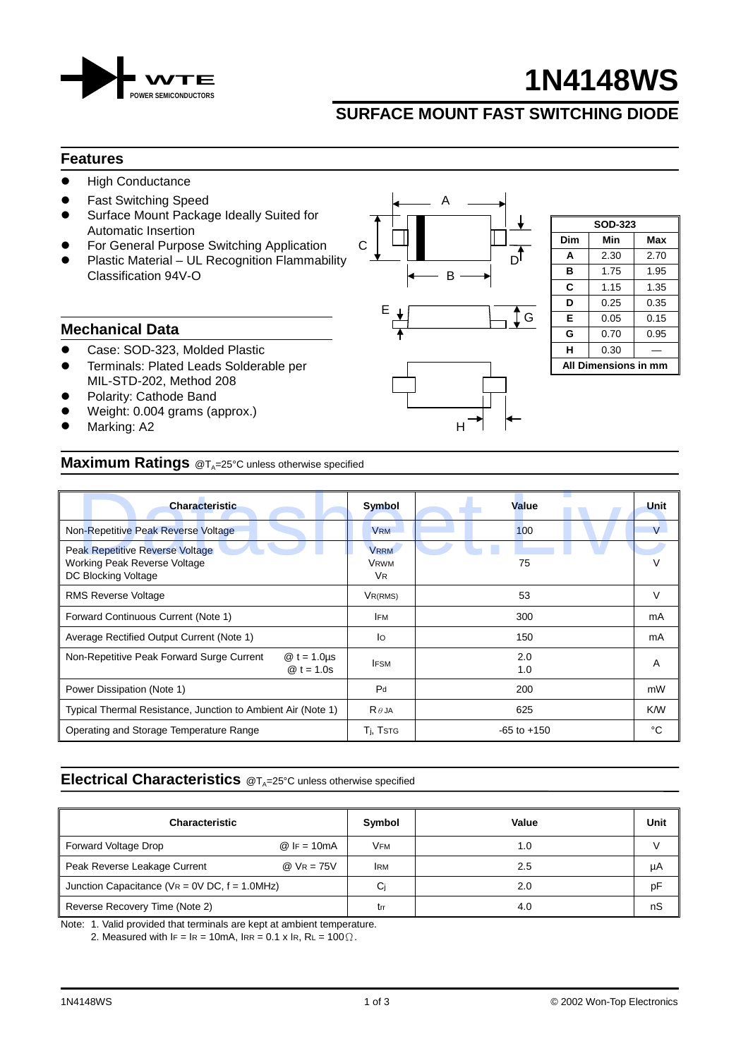# 1N4148WS

## SURFACE MOUNT FAST SWITCHING DIODE

WTE POWER SEMICONDUCTORS

### Features

- High Conductance
- Fast Switching Speed
- Surface Mount Package Ideally Suited for Automatic Insertion
- For General Purpose Switching Application
- Plastic Material – UL Recognition Flammability Classification 94V-O

| SOD-323 | | |
|---|---|---|
| Dim | Min | Max |
| A | 2.30 | 2.70 |
| B | 1.75 | 1.95 |
| C | 1.15 | 1.35 |
| D | 0.25 | 0.35 |
| E | 0.05 | 0.15 |
| G | 0.70 | 0.95 |
| H | 0.30 | — |
| All Dimensions in mm | | |

### Mechanical Data

- Case: SOD-323, Molded Plastic
- Terminals: Plated Leads Solderable per MIL-STD-202, Method 208
- Polarity: Cathode Band
- Weight: 0.004 grams (approx.)
- Marking: A2

### Maximum Ratings @$T_A$=25°C unless otherwise specified

| Characteristic | Symbol | Value | Unit |
|---|---|---|---|
| Non-Repetitive Peak Reverse Voltage | $V_{RM}$ | 100 | V |
| Peak Repetitive Reverse Voltage<br>Working Peak Reverse Voltage<br>DC Blocking Voltage | $V_{RRM}$<br>$V_{RWM}$<br>$V_R$ | 75 | V |
| RMS Reverse Voltage | $V_{R(RMS)}$ | 53 | V |
| Forward Continuous Current (Note 1) | $I_{FM}$ | 300 | mA |
| Average Rectified Output Current (Note 1) | $I_O$ | 150 | mA |
| Non-Repetitive Peak Forward Surge Current @ t = 1.0µs<br>@ t = 1.0s | $I_{FSM}$ | 2.0<br>1.0 | A |
| Power Dissipation (Note 1) | $P_d$ | 200 | mW |
| Typical Thermal Resistance, Junction to Ambient Air (Note 1) | $R_{\theta JA}$ | 625 | K/W |
| Operating and Storage Temperature Range | $T_j, T_{STG}$ | -65 to +150 | °C |

### Electrical Characteristics @$T_A$=25°C unless otherwise specified

| Characteristic | Symbol | Value | Unit |
|---|---|---|---|
| Forward Voltage Drop @ $I_F$ = 10mA | $V_{FM}$ | 1.0 | V |
| Peak Reverse Leakage Current @ $V_R$ = 75V | $I_{RM}$ | 2.5 | µA |
| Junction Capacitance ($V_R$ = 0V DC, f = 1.0MHz) | $C_j$ | 2.0 | pF |
| Reverse Recovery Time (Note 2) | $t_{rr}$ | 4.0 | nS |

Note: 1. Valid provided that terminals are kept at ambient temperature.
2. Measured with $I_F = I_R$ = 10mA, $I_{RR}$ = 0.1 x $I_R$, $R_L$ = 100Ω.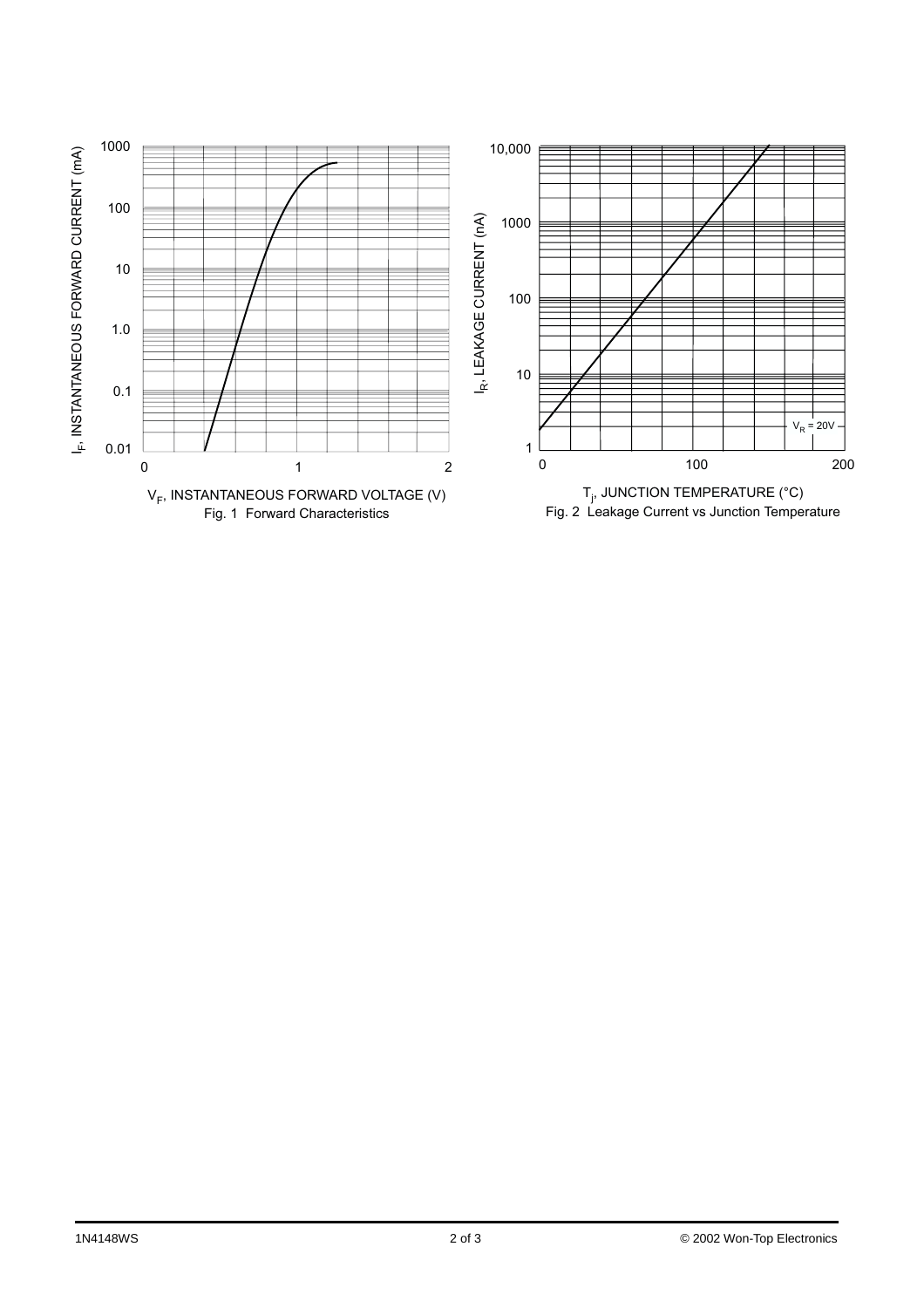Fig. 1 Forward Characteristics

Fig. 2 Leakage Current vs Junction Temperature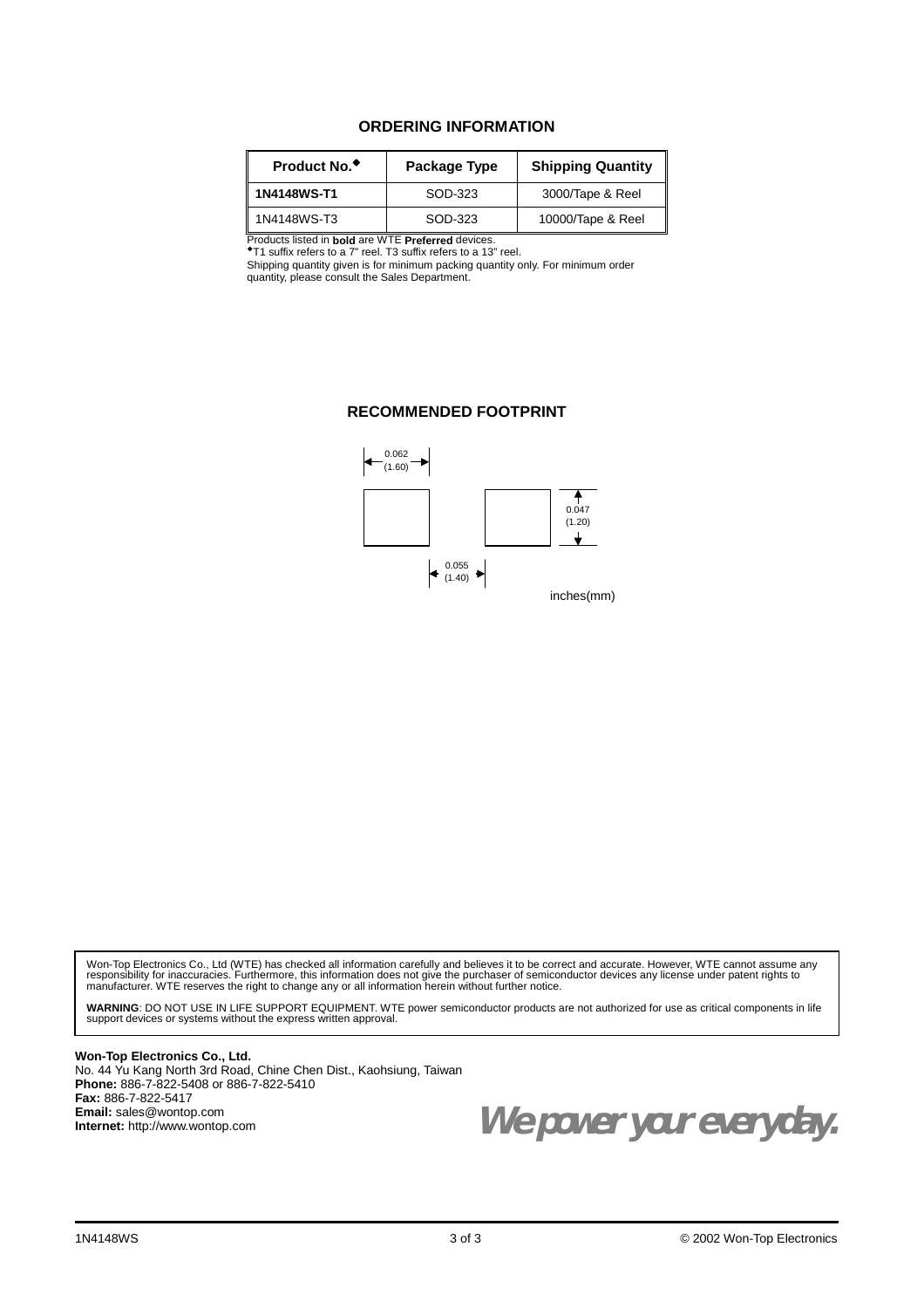## ORDERING INFORMATION

| Product No.◆ | Package Type | Shipping Quantity |
|---|---|---|
| **1N4148WS-T1** | SOD-323 | 3000/Tape & Reel |
| 1N4148WS-T3 | SOD-323 | 10000/Tape & Reel |

Products listed in **bold** are WTE **Preferred** devices.
◆T1 suffix refers to a 7" reel. T3 suffix refers to a 13" reel.
Shipping quantity given is for minimum packing quantity only. For minimum order quantity, please consult the Sales Department.

## RECOMMENDED FOOTPRINT

0.062
(1.60)

0.047
(1.20)

0.055
(1.40)

inches(mm)

Won-Top Electronics Co., Ltd (WTE) has checked all information carefully and believes it to be correct and accurate. However, WTE cannot assume any responsibility for inaccuracies. Furthermore, this information does not give the purchaser of semiconductor devices any license under patent rights to manufacturer. WTE reserves the right to change any or all information herein without further notice.

**WARNING**: DO NOT USE IN LIFE SUPPORT EQUIPMENT. WTE power semiconductor products are not authorized for use as critical components in life support devices or systems without the express written approval.

**Won-Top Electronics Co., Ltd.**
No. 44 Yu Kang North 3rd Road, Chine Chen Dist., Kaohsiung, Taiwan
**Phone:** 886-7-822-5408 or 886-7-822-5410
**Fax:** 886-7-822-5417
**Email:** sales@wontop.com
**Internet:** http://www.wontop.com

***We power your everyday.***